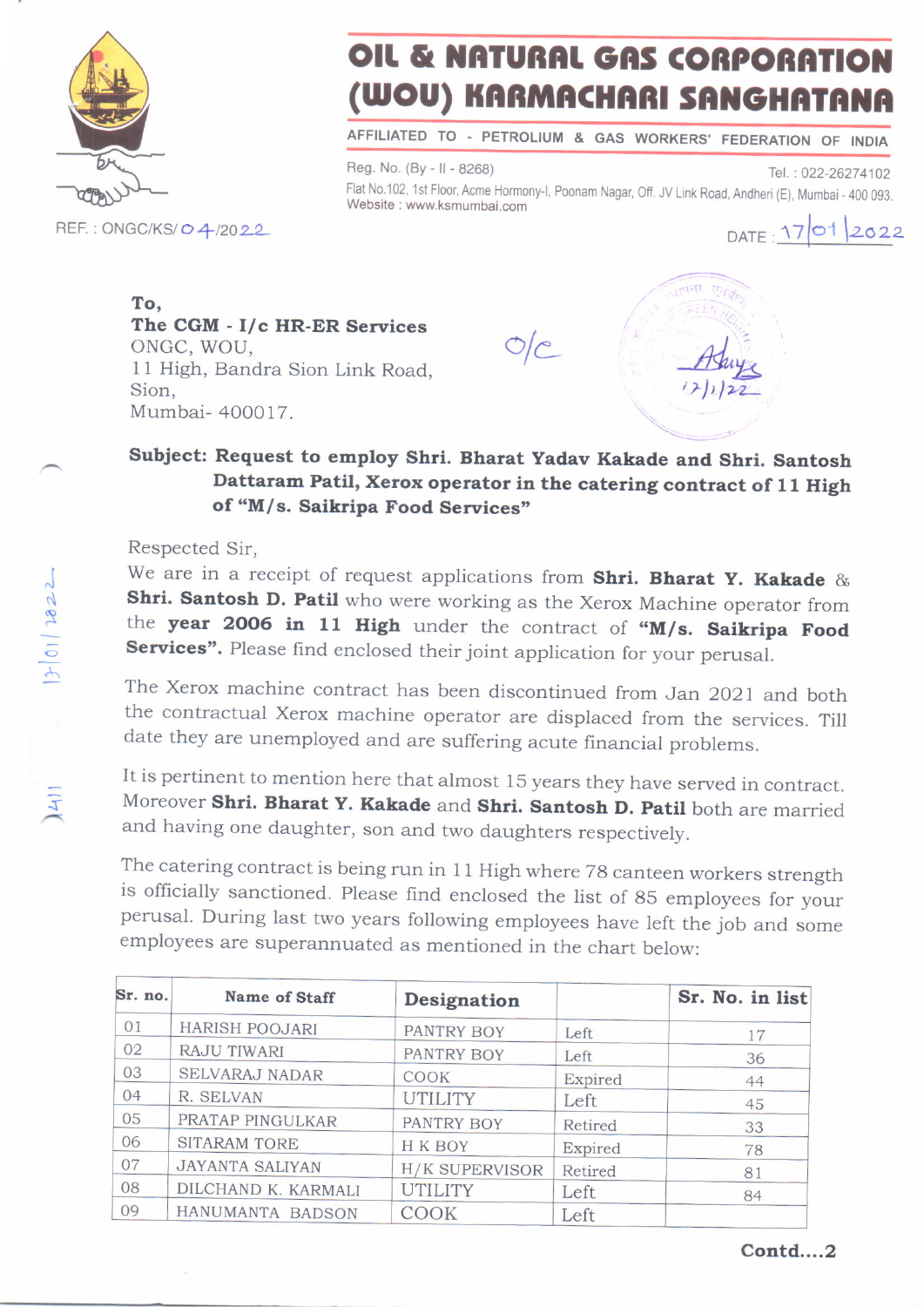# OIL & NATURAL GAS CORPORATION (WOU) KARMACHARI SANGHATANA

AFFILIATED TO - PETROLIUM & GAS WORKERS' FEDERATION OF INDIA

Reg. No. (By - II - 8268)

Tel. : 022-26274102

Flat No.102, 1st Floor, Acme Hormony-I, Poonam Nagar, Off. JV Link Road, Andheri (E), Mumbai - 400 093.
Website : www.ksmumbai.com

REF. : ONGC/KS/04/2022

DATE : 17/01/2022

**To,**
**The CGM - I/c HR-ER Services**
ONGC, WOU,
11 High, Bandra Sion Link Road,
Sion,
Mumbai- 400017.

O/c

Adluys
17/1/22

**Subject: Request to employ Shri. Bharat Yadav Kakade and Shri. Santosh Dattaram Patil, Xerox operator in the catering contract of 11 High of "M/s. Saikripa Food Services"**

Respected Sir,

We are in a receipt of request applications from **Shri. Bharat Y. Kakade** & **Shri. Santosh D. Patil** who were working as the Xerox Machine operator from the **year 2006 in 11 High** under the contract of **"M/s. Saikripa Food Services".** Please find enclosed their joint application for your perusal.

The Xerox machine contract has been discontinued from Jan 2021 and both the contractual Xerox machine operator are displaced from the services. Till date they are unemployed and are suffering acute financial problems.

It is pertinent to mention here that almost 15 years they have served in contract. Moreover **Shri. Bharat Y. Kakade** and **Shri. Santosh D. Patil** both are married and having one daughter, son and two daughters respectively.

The catering contract is being run in 11 High where 78 canteen workers strength is officially sanctioned. Please find enclosed the list of 85 employees for your perusal. During last two years following employees have left the job and some employees are superannuated as mentioned in the chart below:

| Sr. no. | Name of Staff | Designation | | Sr. No. in list |
|---|---|---|---|---|
| 01 | HARISH POOJARI | PANTRY BOY | Left | 17 |
| 02 | RAJU TIWARI | PANTRY BOY | Left | 36 |
| 03 | SELVARAJ NADAR | COOK | Expired | 44 |
| 04 | R. SELVAN | UTILITY | Left | 45 |
| 05 | PRATAP PINGULKAR | PANTRY BOY | Retired | 33 |
| 06 | SITARAM TORE | H K BOY | Expired | 78 |
| 07 | JAYANTA SALIYAN | H/K SUPERVISOR | Retired | 81 |
| 08 | DILCHAND K. KARMALI | UTILITY | Left | 84 |
| 09 | HANUMANTA BADSON | COOK | Left | |

**Contd....2**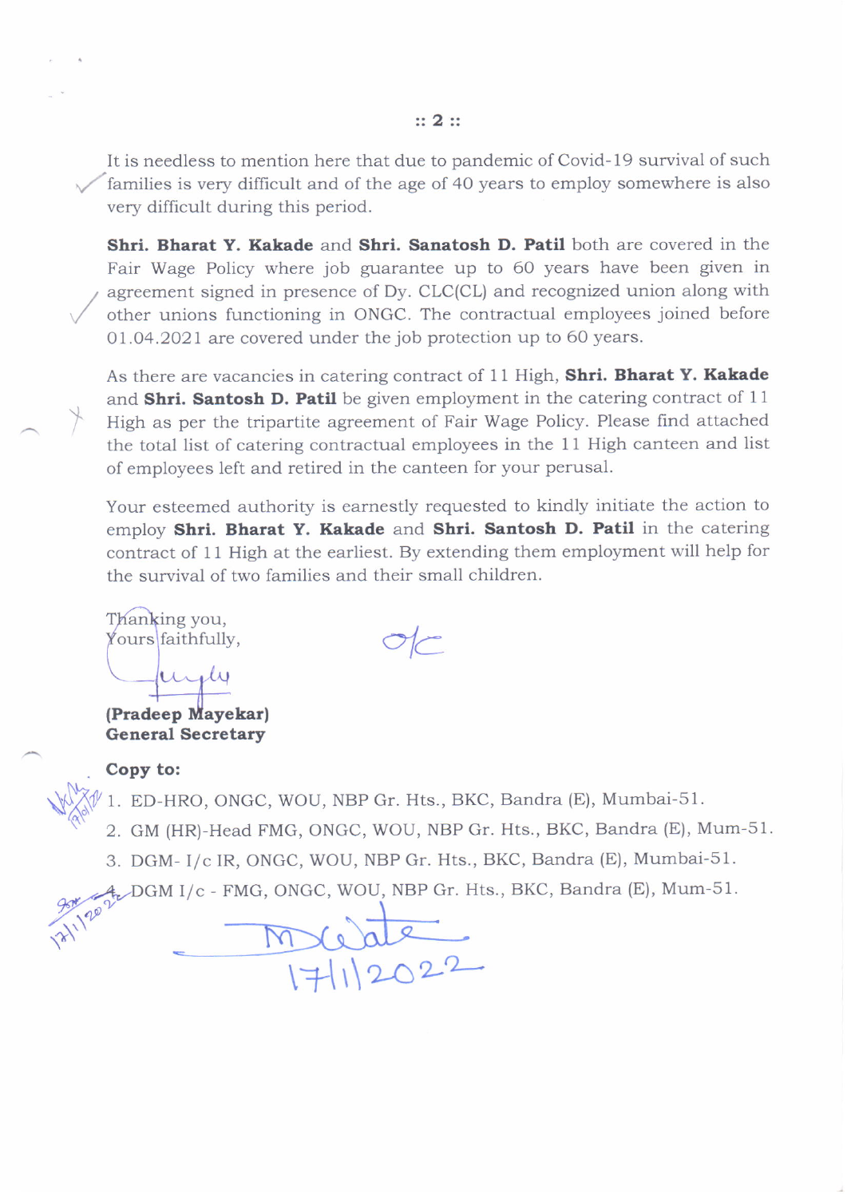It is needless to mention here that due to pandemic of Covid-19 survival of such families is very difficult and of the age of 40 years to employ somewhere is also very difficult during this period.

**Shri. Bharat Y. Kakade** and **Shri. Sanatosh D. Patil** both are covered in the Fair Wage Policy where job guarantee up to 60 years have been given in agreement signed in presence of Dy. CLC(CL) and recognized union along with other unions functioning in ONGC. The contractual employees joined before 01.04.2021 are covered under the job protection up to 60 years.

As there are vacancies in catering contract of 11 High, **Shri. Bharat Y. Kakade** and **Shri. Santosh D. Patil** be given employment in the catering contract of 11 High as per the tripartite agreement of Fair Wage Policy. Please find attached the total list of catering contractual employees in the 11 High canteen and list of employees left and retired in the canteen for your perusal.

Your esteemed authority is earnestly requested to kindly initiate the action to employ **Shri. Bharat Y. Kakade** and **Shri. Santosh D. Patil** in the catering contract of 11 High at the earliest. By extending them employment will help for the survival of two families and their small children.

Thanking you,
Yours faithfully,

**(Pradeep Mayekar)**
**General Secretary**

**Copy to:**

1. ED-HRO, ONGC, WOU, NBP Gr. Hts., BKC, Bandra (E), Mumbai-51.
2. GM (HR)-Head FMG, ONGC, WOU, NBP Gr. Hts., BKC, Bandra (E), Mum-51.
3. DGM- I/c IR, ONGC, WOU, NBP Gr. Hts., BKC, Bandra (E), Mumbai-51.
4. DGM I/c - FMG, ONGC, WOU, NBP Gr. Hts., BKC, Bandra (E), Mum-51.

17/1/2022